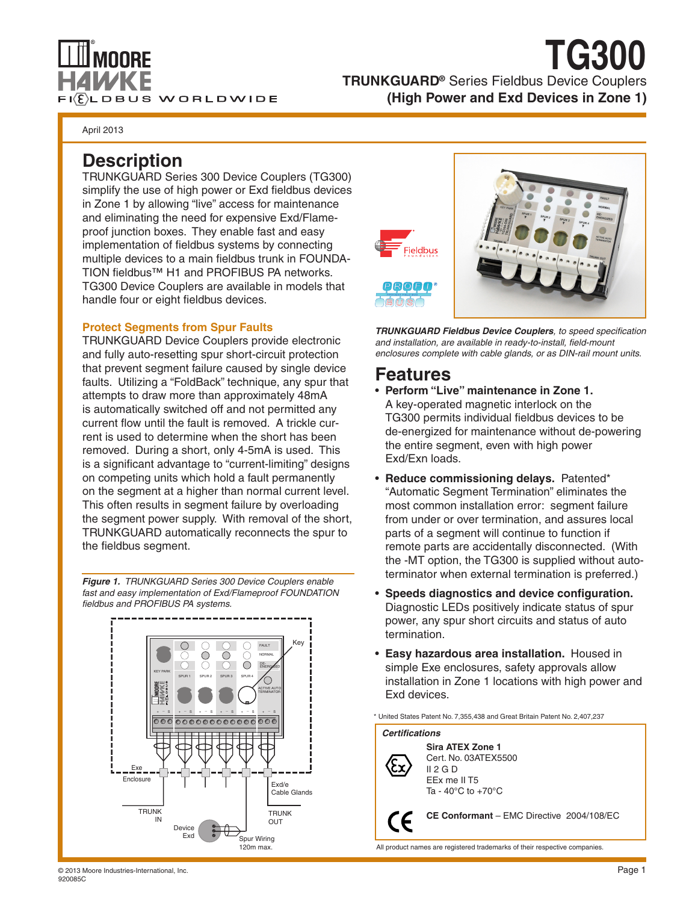# TG300

**TRUNKGUARD® Series Fieldbus Device Couplers (High Power and Exd Devices in Zone 1)**

April 2013

## Description

TRUNKGUARD Series 300 Device Couplers (TG300) simplify the use of high power or Exd fieldbus devices in Zone 1 by allowing "live" access for maintenance and eliminating the need for expensive Exd/Flame-proof junction boxes. They enable fast and easy implementation of fieldbus systems by connecting multiple devices to a main fieldbus trunk in FOUNDATION fieldbus™ H1 and PROFIBUS PA networks. TG300 Device Couplers are available in models that handle four or eight fieldbus devices.

### Protect Segments from Spur Faults

TRUNKGUARD Device Couplers provide electronic and fully auto-resetting spur short-circuit protection that prevent segment failure caused by single device faults. Utilizing a "FoldBack" technique, any spur that attempts to draw more than approximately 48mA is automatically switched off and not permitted any current flow until the fault is removed. A trickle current is used to determine when the short has been removed. During a short, only 4-5mA is used. This is a significant advantage to "current-limiting" designs on competing units which hold a fault permanently on the segment at a higher than normal current level. This often results in segment failure by overloading the segment power supply. With removal of the short, TRUNKGUARD automatically reconnects the spur to the fieldbus segment.

***Figure 1.*** *TRUNKGUARD Series 300 Device Couplers enable fast and easy implementation of Exd/Flameproof FOUNDATION fieldbus and PROFIBUS PA systems.*

***TRUNKGUARD Fieldbus Device Couplers****, to speed specification and installation, are available in ready-to-install, field-mount enclosures complete with cable glands, or as DIN-rail mount units.*

## Features

- **Perform "Live" maintenance in Zone 1.** A key-operated magnetic interlock on the TG300 permits individual fieldbus devices to be de-energized for maintenance without de-powering the entire segment, even with high power Exd/Exn loads.
- **Reduce commissioning delays.** Patented* "Automatic Segment Termination" eliminates the most common installation error: segment failure from under or over termination, and assures local parts of a segment will continue to function if remote parts are accidentally disconnected. (With the -MT option, the TG300 is supplied without auto-terminator when external termination is preferred.)
- **Speeds diagnostics and device configuration.** Diagnostic LEDs positively indicate status of spur power, any spur short circuits and status of auto termination.
- **Easy hazardous area installation.** Housed in simple Exe enclosures, safety approvals allow installation in Zone 1 locations with high power and Exd devices.

\* United States Patent No. 7,355,438 and Great Britain Patent No. 2,407,237

***Certifications***

**Sira ATEX Zone 1**
Cert. No. 03ATEX5500
II 2 G D
EEx me II T5
Ta - 40°C to +70°C

**CE Conformant** – EMC Directive 2004/108/EC

All product names are registered trademarks of their respective companies.

© 2013 Moore Industries-International, Inc.
920085C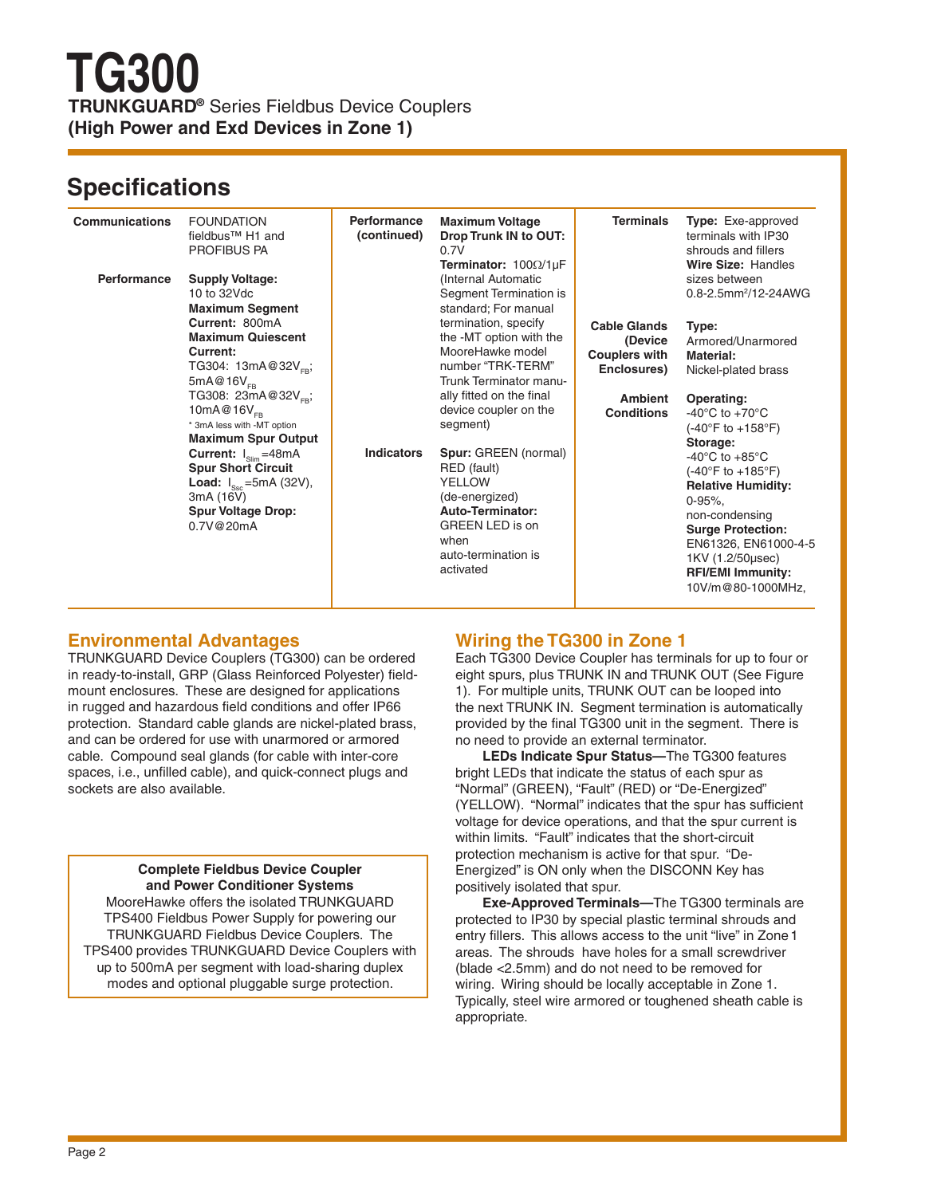# TG300

**TRUNKGUARD®** Series Fieldbus Device Couplers
**(High Power and Exd Devices in Zone 1)**

## Specifications

| | |
|---|---|
| **Communications** | FOUNDATION fieldbus™ H1 and PROFIBUS PA |
| **Performance** | **Supply Voltage:** 10 to 32Vdc<br>**Maximum Segment Current:** 800mA<br>**Maximum Quiescent Current:**<br>TG304: 13mA@32$V_{FB}$; 5mA@16$V_{FB}$<br>TG308: 23mA@32$V_{FB}$; 10mA@16$V_{FB}$<br>* 3mA less with -MT option<br>**Maximum Spur Output Current:** $I_{Slim}$=48mA<br>**Spur Short Circuit Load:** $I_{Ssc}$=5mA (32V), 3mA (16V)<br>**Spur Voltage Drop:** 0.7V@20mA |
| **Performance (continued)** | **Maximum Voltage Drop Trunk IN to OUT:** 0.7V<br>**Terminator:** 100Ω/1μF (Internal Automatic Segment Termination is standard; For manual termination, specify the -MT option with the MooreHawke model number "TRK-TERM" Trunk Terminator manually fitted on the final device coupler on the segment) |
| **Indicators** | **Spur:** GREEN (normal) RED (fault) YELLOW (de-energized)<br>**Auto-Terminator:** GREEN LED is on when auto-termination is activated |
| **Terminals** | **Type:** Exe-approved terminals with IP30 shrouds and fillers<br>**Wire Size:** Handles sizes between 0.8-2.5mm²/12-24AWG |
| **Cable Glands (Device Couplers with Enclosures)** | **Type:** Armored/Unarmored<br>**Material:** Nickel-plated brass |
| **Ambient Conditions** | **Operating:** -40°C to +70°C (-40°F to +158°F)<br>**Storage:** -40°C to +85°C (-40°F to +185°F)<br>**Relative Humidity:** 0-95%, non-condensing<br>**Surge Protection:** EN61326, EN61000-4-5 1KV (1.2/50μsec)<br>**RFI/EMI Immunity:** 10V/m@80-1000MHz, |

## Environmental Advantages

TRUNKGUARD Device Couplers (TG300) can be ordered in ready-to-install, GRP (Glass Reinforced Polyester) field-mount enclosures. These are designed for applications in rugged and hazardous field conditions and offer IP66 protection. Standard cable glands are nickel-plated brass, and can be ordered for use with unarmored or armored cable. Compound seal glands (for cable with inter-core spaces, i.e., unfilled cable), and quick-connect plugs and sockets are also available.

**Complete Fieldbus Device Coupler and Power Conditioner Systems**

MooreHawke offers the isolated TRUNKGUARD TPS400 Fieldbus Power Supply for powering our TRUNKGUARD Fieldbus Device Couplers. The TPS400 provides TRUNKGUARD Device Couplers with up to 500mA per segment with load-sharing duplex modes and optional pluggable surge protection.

## Wiring the TG300 in Zone 1

Each TG300 Device Coupler has terminals for up to four or eight spurs, plus TRUNK IN and TRUNK OUT (See Figure 1). For multiple units, TRUNK OUT can be looped into the next TRUNK IN. Segment termination is automatically provided by the final TG300 unit in the segment. There is no need to provide an external terminator.

**LEDs Indicate Spur Status—**The TG300 features bright LEDs that indicate the status of each spur as "Normal" (GREEN), "Fault" (RED) or "De-Energized" (YELLOW). "Normal" indicates that the spur has sufficient voltage for device operations, and that the spur current is within limits. "Fault" indicates that the short-circuit protection mechanism is active for that spur. "De-Energized" is ON only when the DISCONN Key has positively isolated that spur.

**Exe-Approved Terminals—**The TG300 terminals are protected to IP30 by special plastic terminal shrouds and entry fillers. This allows access to the unit "live" in Zone 1 areas. The shrouds have holes for a small screwdriver (blade <2.5mm) and do not need to be removed for wiring. Wiring should be locally acceptable in Zone 1. Typically, steel wire armored or toughened sheath cable is appropriate.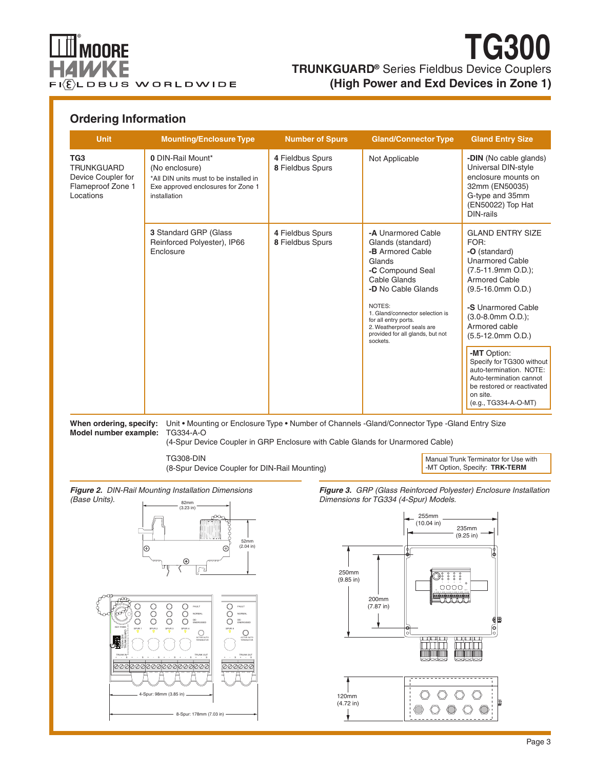## Ordering Information

| Unit | Mounting/Enclosure Type | Number of Spurs | Gland/Connector Type | Gland Entry Size |
|---|---|---|---|---|
| **TG3** TRUNKGUARD Device Coupler for Flameproof Zone 1 Locations | **0** DIN-Rail Mount* (No enclosure) *All DIN units must to be installed in Exe approved enclosures for Zone 1 installation | **4** Fieldbus Spurs **8** Fieldbus Spurs | Not Applicable | **-DIN** (No cable glands) Universal DIN-style enclosure mounts on 32mm (EN50035) G-type and 35mm (EN50022) Top Hat DIN-rails |
| | **3** Standard GRP (Glass Reinforced Polyester), IP66 Enclosure | **4** Fieldbus Spurs **8** Fieldbus Spurs | **-A** Unarmored Cable Glands (standard) **-B** Armored Cable Glands **-C** Compound Seal Cable Glands **-D** No Cable Glands NOTES: 1. Gland/connector selection is for all entry ports. 2. Weatherproof seals are provided for all glands, but not sockets. | GLAND ENTRY SIZE FOR: **-O** (standard) Unarmored Cable (7.5-11.9mm O.D.); Armored Cable (9.5-16.0mm O.D.) **-S** Unarmored Cable (3.0-8.0mm O.D.); Armored cable (5.5-12.0mm O.D.) **-MT** Option: Specify for TG300 without auto-termination. NOTE: Auto-termination cannot be restored or reactivated on site. (e.g., TG334-A-O-MT) |

**When ordering, specify:** Unit • Mounting or Enclosure Type • Number of Channels -Gland/Connector Type -Gland Entry Size

**Model number example:** TG334-A-O
(4-Spur Device Coupler in GRP Enclosure with Cable Glands for Unarmored Cable)

TG308-DIN
(8-Spur Device Coupler for DIN-Rail Mounting)

Manual Trunk Terminator for Use with -MT Option, Specify: **TRK-TERM**

***Figure 2.*** *DIN-Rail Mounting Installation Dimensions (Base Units).*

82mm (3.23 in); 52mm (2.04 in); 4-Spur: 98mm (3.85 in); 8-Spur: 178mm (7.03 in)

***Figure 3.*** *GRP (Glass Reinforced Polyester) Enclosure Installation Dimensions for TG334 (4-Spur) Models.*

255mm (10.04 in); 235mm (9.25 in); 250mm (9.85 in); 200mm (7.87 in); 120mm (4.72 in)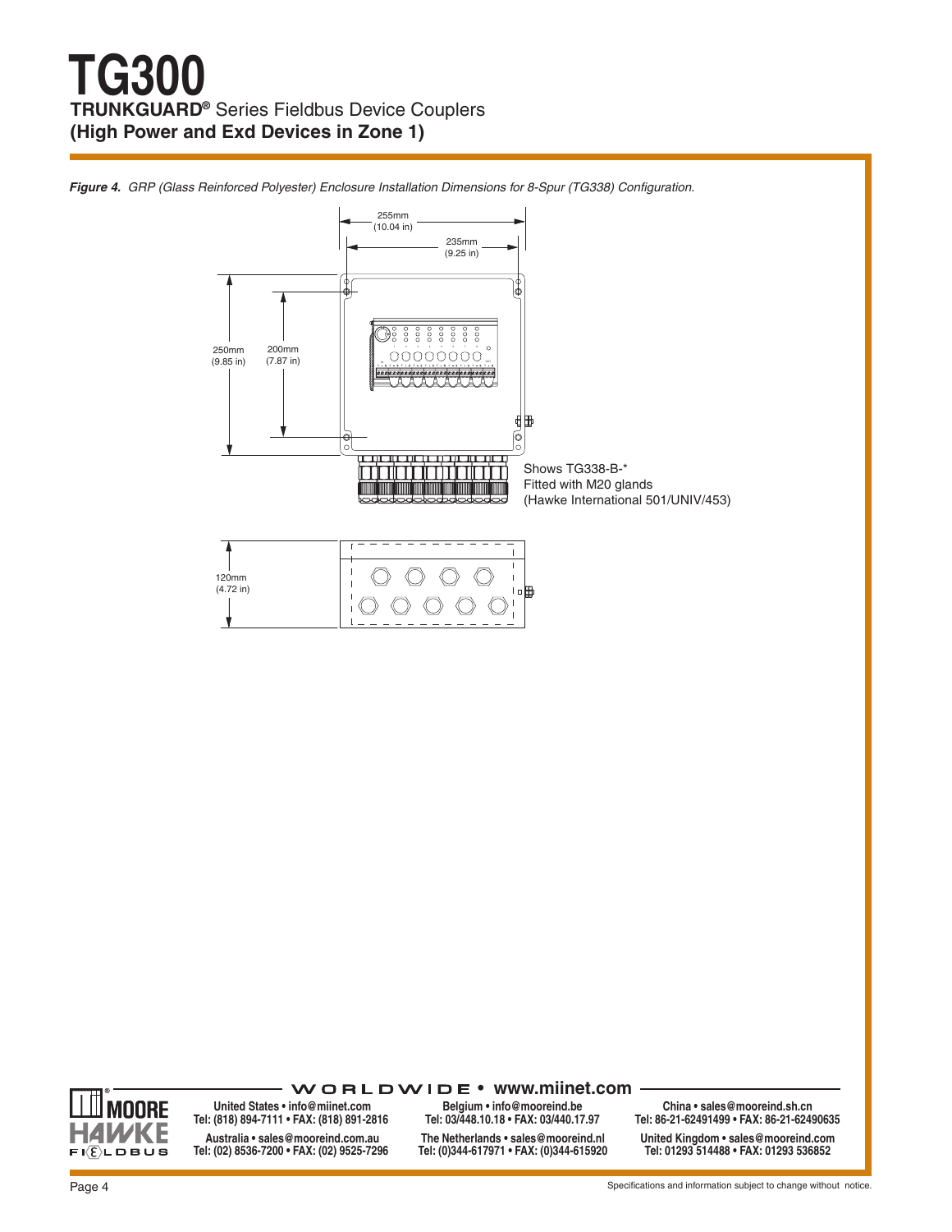# TG300

**TRUNKGUARD®** Series Fieldbus Device Couplers
**(High Power and Exd Devices in Zone 1)**

***Figure 4.*** *GRP (Glass Reinforced Polyester) Enclosure Installation Dimensions for 8-Spur (TG338) Configuration.*

255mm
(10.04 in)

235mm
(9.25 in)

250mm
(9.85 in)

200mm
(7.87 in)

Shows TG338-B-*
Fitted with M20 glands
(Hawke International 501/UNIV/453)

120mm
(4.72 in)

WORLDWIDE • www.miinet.com

United States • info@miinet.com
Tel: (818) 894-7111 • FAX: (818) 891-2816

Australia • sales@mooreind.com.au
Tel: (02) 8536-7200 • FAX: (02) 9525-7296

Belgium • info@mooreind.be
Tel: 03/448.10.18 • FAX: 03/440.17.97

The Netherlands • sales@mooreind.nl
Tel: (0)344-617971 • FAX: (0)344-615920

China • sales@mooreind.sh.cn
Tel: 86-21-62491499 • FAX: 86-21-62490635

United Kingdom • sales@mooreind.com
Tel: 01293 514488 • FAX: 01293 536852

Specifications and information subject to change without notice.